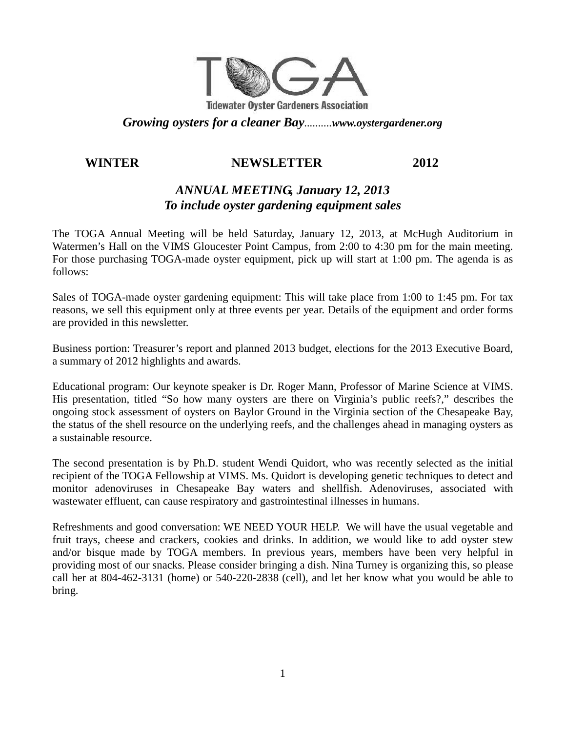# TOGA

**Tidewater Oyster Gardeners Association**

***Growing oysters for a cleaner Bay**..........**www.oystergardener.org***

## WINTER NEWSLETTER 2012

### *ANNUAL MEETING, January 12, 2013*
### *To include oyster gardening equipment sales*

The TOGA Annual Meeting will be held Saturday, January 12, 2013, at McHugh Auditorium in Watermen's Hall on the VIMS Gloucester Point Campus, from 2:00 to 4:30 pm for the main meeting. For those purchasing TOGA-made oyster equipment, pick up will start at 1:00 pm. The agenda is as follows:

Sales of TOGA-made oyster gardening equipment: This will take place from 1:00 to 1:45 pm. For tax reasons, we sell this equipment only at three events per year. Details of the equipment and order forms are provided in this newsletter.

Business portion: Treasurer's report and planned 2013 budget, elections for the 2013 Executive Board, a summary of 2012 highlights and awards.

Educational program: Our keynote speaker is Dr. Roger Mann, Professor of Marine Science at VIMS. His presentation, titled "So how many oysters are there on Virginia's public reefs?," describes the ongoing stock assessment of oysters on Baylor Ground in the Virginia section of the Chesapeake Bay, the status of the shell resource on the underlying reefs, and the challenges ahead in managing oysters as a sustainable resource.

The second presentation is by Ph.D. student Wendi Quidort, who was recently selected as the initial recipient of the TOGA Fellowship at VIMS. Ms. Quidort is developing genetic techniques to detect and monitor adenoviruses in Chesapeake Bay waters and shellfish. Adenoviruses, associated with wastewater effluent, can cause respiratory and gastrointestinal illnesses in humans.

Refreshments and good conversation: WE NEED YOUR HELP. We will have the usual vegetable and fruit trays, cheese and crackers, cookies and drinks. In addition, we would like to add oyster stew and/or bisque made by TOGA members. In previous years, members have been very helpful in providing most of our snacks. Please consider bringing a dish. Nina Turney is organizing this, so please call her at 804-462-3131 (home) or 540-220-2838 (cell), and let her know what you would be able to bring.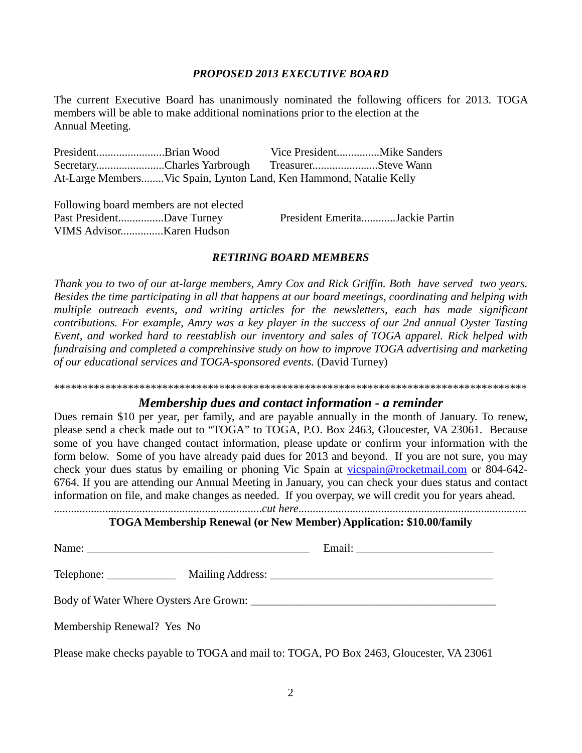### *PROPOSED 2013 EXECUTIVE BOARD*

The current Executive Board has unanimously nominated the following officers for 2013. TOGA members will be able to make additional nominations prior to the election at the Annual Meeting.

President........................Brian Wood    Vice President...............Mike Sanders
Secretary........................Charles Yarbrough    Treasurer.......................Steve Wann
At-Large Members........Vic Spain, Lynton Land, Ken Hammond, Natalie Kelly

Following board members are not elected
Past President................Dave Turney    President Emerita............Jackie Partin
VIMS Advisor..............Karen Hudson

### *RETIRING BOARD MEMBERS*

*Thank you to two of our at-large members, Amry Cox and Rick Griffin. Both have served two years. Besides the time participating in all that happens at our board meetings, coordinating and helping with multiple outreach events, and writing articles for the newsletters, each has made significant contributions. For example, Amry was a key player in the success of our 2nd annual Oyster Tasting Event, and worked hard to reestablish our inventory and sales of TOGA apparel. Rick helped with fundraising and completed a comprehinsive study on how to improve TOGA advertising and marketing of our educational services and TOGA-sponsored events.* (David Turney)

*************************************************************************************

## *Membership dues and contact information - a reminder*

Dues remain $10 per year, per family, and are payable annually in the month of January. To renew, please send a check made out to "TOGA" to TOGA, P.O. Box 2463, Gloucester, VA 23061. Because some of you have changed contact information, please update or confirm your information with the form below. Some of you have already paid dues for 2013 and beyond. If you are not sure, you may check your dues status by emailing or phoning Vic Spain at vicspain@rocketmail.com or 804-642-6764. If you are attending our Annual Meeting in January, you can check your dues status and contact information on file, and make changes as needed. If you overpay, we will credit you for years ahead.

..........................................................................*cut here*...............................................................................

**TOGA Membership Renewal (or New Member) Application: $10.00/family**

Name: _______________________________________ Email: ________________________

Telephone: ____________ Mailing Address: _______________________________________

Body of Water Where Oysters Are Grown: ___________________________________________

Membership Renewal? Yes No

Please make checks payable to TOGA and mail to: TOGA, PO Box 2463, Gloucester, VA 23061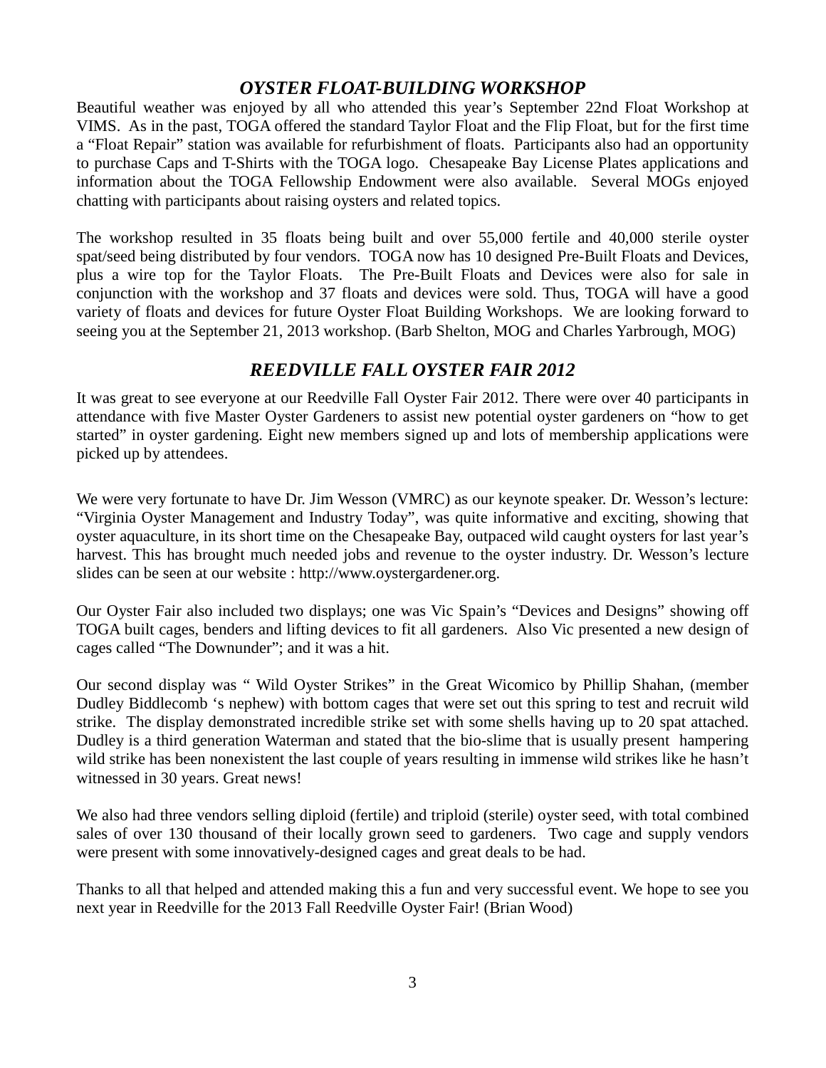## *OYSTER FLOAT-BUILDING WORKSHOP*

Beautiful weather was enjoyed by all who attended this year's September 22nd Float Workshop at VIMS. As in the past, TOGA offered the standard Taylor Float and the Flip Float, but for the first time a "Float Repair" station was available for refurbishment of floats. Participants also had an opportunity to purchase Caps and T-Shirts with the TOGA logo. Chesapeake Bay License Plates applications and information about the TOGA Fellowship Endowment were also available. Several MOGs enjoyed chatting with participants about raising oysters and related topics.

The workshop resulted in 35 floats being built and over 55,000 fertile and 40,000 sterile oyster spat/seed being distributed by four vendors. TOGA now has 10 designed Pre-Built Floats and Devices, plus a wire top for the Taylor Floats. The Pre-Built Floats and Devices were also for sale in conjunction with the workshop and 37 floats and devices were sold. Thus, TOGA will have a good variety of floats and devices for future Oyster Float Building Workshops. We are looking forward to seeing you at the September 21, 2013 workshop. (Barb Shelton, MOG and Charles Yarbrough, MOG)

## *REEDVILLE FALL OYSTER FAIR 2012*

It was great to see everyone at our Reedville Fall Oyster Fair 2012. There were over 40 participants in attendance with five Master Oyster Gardeners to assist new potential oyster gardeners on "how to get started" in oyster gardening. Eight new members signed up and lots of membership applications were picked up by attendees.

We were very fortunate to have Dr. Jim Wesson (VMRC) as our keynote speaker. Dr. Wesson's lecture: "Virginia Oyster Management and Industry Today", was quite informative and exciting, showing that oyster aquaculture, in its short time on the Chesapeake Bay, outpaced wild caught oysters for last year's harvest. This has brought much needed jobs and revenue to the oyster industry. Dr. Wesson's lecture slides can be seen at our website : http://www.oystergardener.org.

Our Oyster Fair also included two displays; one was Vic Spain's "Devices and Designs" showing off TOGA built cages, benders and lifting devices to fit all gardeners. Also Vic presented a new design of cages called "The Downunder"; and it was a hit.

Our second display was " Wild Oyster Strikes" in the Great Wicomico by Phillip Shahan, (member Dudley Biddlecomb 's nephew) with bottom cages that were set out this spring to test and recruit wild strike. The display demonstrated incredible strike set with some shells having up to 20 spat attached. Dudley is a third generation Waterman and stated that the bio-slime that is usually present hampering wild strike has been nonexistent the last couple of years resulting in immense wild strikes like he hasn't witnessed in 30 years. Great news!

We also had three vendors selling diploid (fertile) and triploid (sterile) oyster seed, with total combined sales of over 130 thousand of their locally grown seed to gardeners. Two cage and supply vendors were present with some innovatively-designed cages and great deals to be had.

Thanks to all that helped and attended making this a fun and very successful event. We hope to see you next year in Reedville for the 2013 Fall Reedville Oyster Fair! (Brian Wood)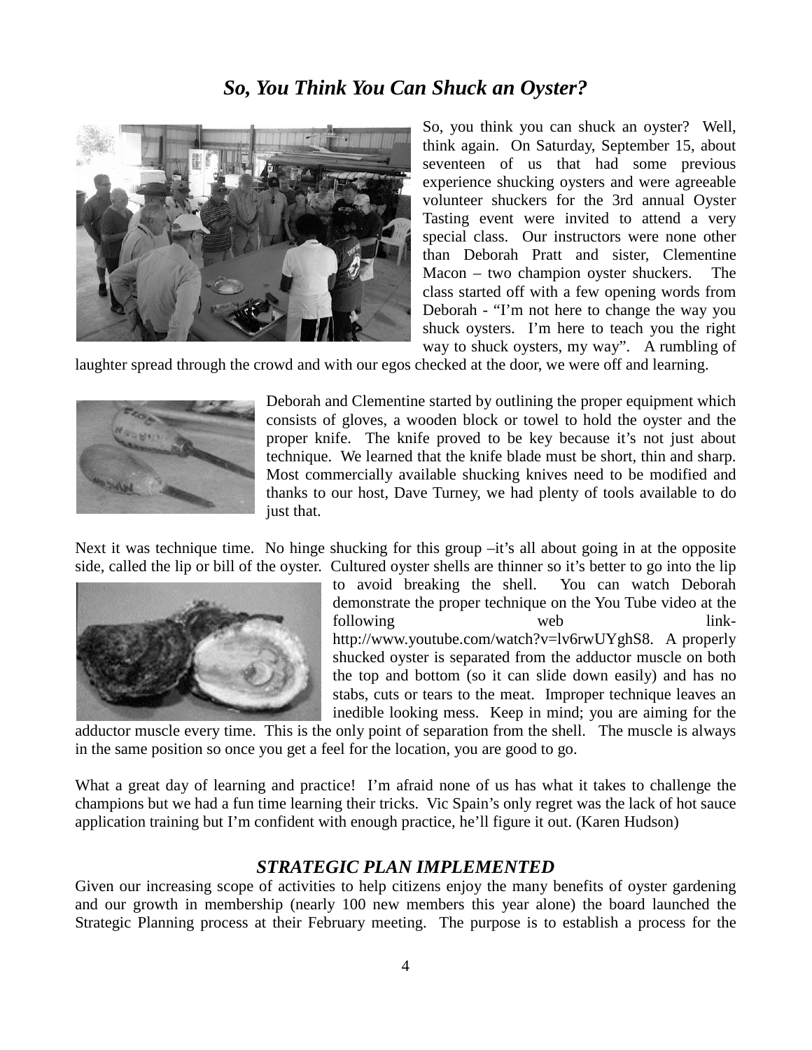## *So, You Think You Can Shuck an Oyster?*

So, you think you can shuck an oyster? Well, think again. On Saturday, September 15, about seventeen of us that had some previous experience shucking oysters and were agreeable volunteer shuckers for the 3rd annual Oyster Tasting event were invited to attend a very special class. Our instructors were none other than Deborah Pratt and sister, Clementine Macon – two champion oyster shuckers. The class started off with a few opening words from Deborah - "I'm not here to change the way you shuck oysters. I'm here to teach you the right way to shuck oysters, my way". A rumbling of laughter spread through the crowd and with our egos checked at the door, we were off and learning.

Deborah and Clementine started by outlining the proper equipment which consists of gloves, a wooden block or towel to hold the oyster and the proper knife. The knife proved to be key because it's not just about technique. We learned that the knife blade must be short, thin and sharp. Most commercially available shucking knives need to be modified and thanks to our host, Dave Turney, we had plenty of tools available to do just that.

Next it was technique time. No hinge shucking for this group –it's all about going in at the opposite side, called the lip or bill of the oyster. Cultured oyster shells are thinner so it's better to go into the lip to avoid breaking the shell. You can watch Deborah demonstrate the proper technique on the You Tube video at the following web link- http://www.youtube.com/watch?v=lv6rwUYghS8. A properly shucked oyster is separated from the adductor muscle on both the top and bottom (so it can slide down easily) and has no stabs, cuts or tears to the meat. Improper technique leaves an inedible looking mess. Keep in mind; you are aiming for the adductor muscle every time. This is the only point of separation from the shell. The muscle is always in the same position so once you get a feel for the location, you are good to go.

What a great day of learning and practice! I'm afraid none of us has what it takes to challenge the champions but we had a fun time learning their tricks. Vic Spain's only regret was the lack of hot sauce application training but I'm confident with enough practice, he'll figure it out. (Karen Hudson)

## *STRATEGIC PLAN IMPLEMENTED*

Given our increasing scope of activities to help citizens enjoy the many benefits of oyster gardening and our growth in membership (nearly 100 new members this year alone) the board launched the Strategic Planning process at their February meeting. The purpose is to establish a process for the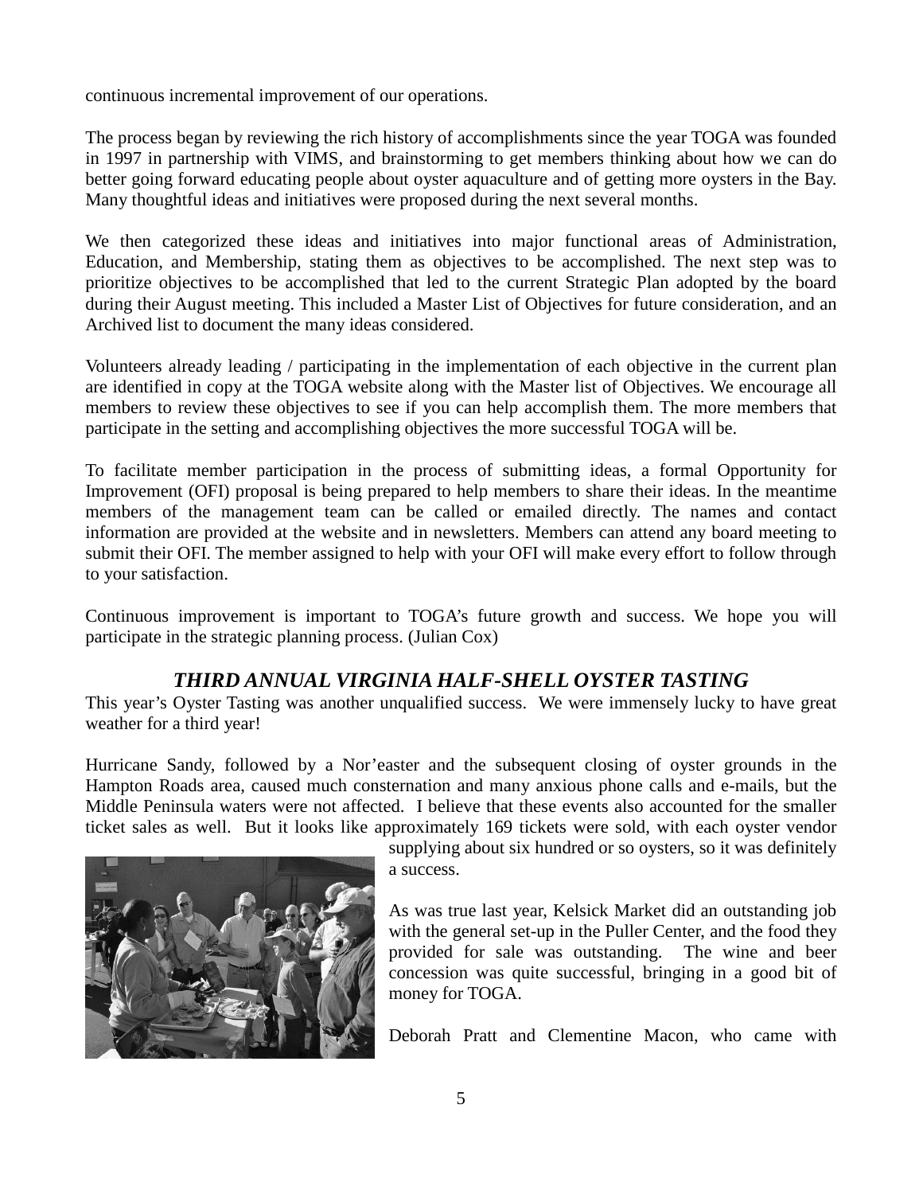continuous incremental improvement of our operations.

The process began by reviewing the rich history of accomplishments since the year TOGA was founded in 1997 in partnership with VIMS, and brainstorming to get members thinking about how we can do better going forward educating people about oyster aquaculture and of getting more oysters in the Bay. Many thoughtful ideas and initiatives were proposed during the next several months.

We then categorized these ideas and initiatives into major functional areas of Administration, Education, and Membership, stating them as objectives to be accomplished. The next step was to prioritize objectives to be accomplished that led to the current Strategic Plan adopted by the board during their August meeting. This included a Master List of Objectives for future consideration, and an Archived list to document the many ideas considered.

Volunteers already leading / participating in the implementation of each objective in the current plan are identified in copy at the TOGA website along with the Master list of Objectives. We encourage all members to review these objectives to see if you can help accomplish them. The more members that participate in the setting and accomplishing objectives the more successful TOGA will be.

To facilitate member participation in the process of submitting ideas, a formal Opportunity for Improvement (OFI) proposal is being prepared to help members to share their ideas. In the meantime members of the management team can be called or emailed directly. The names and contact information are provided at the website and in newsletters. Members can attend any board meeting to submit their OFI. The member assigned to help with your OFI will make every effort to follow through to your satisfaction.

Continuous improvement is important to TOGA's future growth and success. We hope you will participate in the strategic planning process. (Julian Cox)

## *THIRD ANNUAL VIRGINIA HALF-SHELL OYSTER TASTING*

This year's Oyster Tasting was another unqualified success. We were immensely lucky to have great weather for a third year!

Hurricane Sandy, followed by a Nor'easter and the subsequent closing of oyster grounds in the Hampton Roads area, caused much consternation and many anxious phone calls and e-mails, but the Middle Peninsula waters were not affected. I believe that these events also accounted for the smaller ticket sales as well. But it looks like approximately 169 tickets were sold, with each oyster vendor supplying about six hundred or so oysters, so it was definitely a success.

As was true last year, Kelsick Market did an outstanding job with the general set-up in the Puller Center, and the food they provided for sale was outstanding. The wine and beer concession was quite successful, bringing in a good bit of money for TOGA.

Deborah Pratt and Clementine Macon, who came with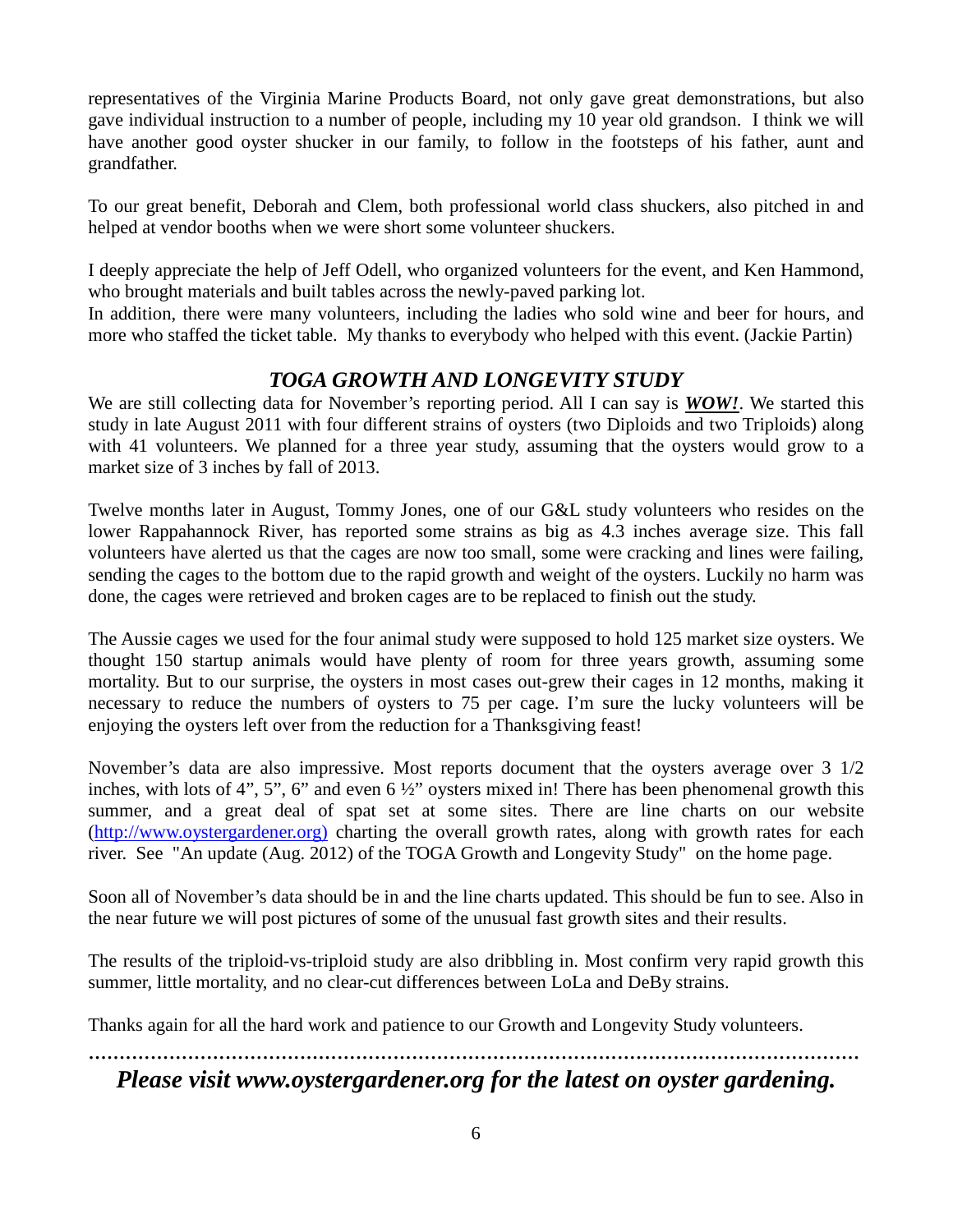representatives of the Virginia Marine Products Board, not only gave great demonstrations, but also gave individual instruction to a number of people, including my 10 year old grandson. I think we will have another good oyster shucker in our family, to follow in the footsteps of his father, aunt and grandfather.

To our great benefit, Deborah and Clem, both professional world class shuckers, also pitched in and helped at vendor booths when we were short some volunteer shuckers.

I deeply appreciate the help of Jeff Odell, who organized volunteers for the event, and Ken Hammond, who brought materials and built tables across the newly-paved parking lot.
In addition, there were many volunteers, including the ladies who sold wine and beer for hours, and more who staffed the ticket table. My thanks to everybody who helped with this event. (Jackie Partin)

## *TOGA GROWTH AND LONGEVITY STUDY*

We are still collecting data for November's reporting period. All I can say is ***WOW!***. We started this study in late August 2011 with four different strains of oysters (two Diploids and two Triploids) along with 41 volunteers. We planned for a three year study, assuming that the oysters would grow to a market size of 3 inches by fall of 2013.

Twelve months later in August, Tommy Jones, one of our G&L study volunteers who resides on the lower Rappahannock River, has reported some strains as big as 4.3 inches average size. This fall volunteers have alerted us that the cages are now too small, some were cracking and lines were failing, sending the cages to the bottom due to the rapid growth and weight of the oysters. Luckily no harm was done, the cages were retrieved and broken cages are to be replaced to finish out the study.

The Aussie cages we used for the four animal study were supposed to hold 125 market size oysters. We thought 150 startup animals would have plenty of room for three years growth, assuming some mortality. But to our surprise, the oysters in most cases out-grew their cages in 12 months, making it necessary to reduce the numbers of oysters to 75 per cage. I'm sure the lucky volunteers will be enjoying the oysters left over from the reduction for a Thanksgiving feast!

November's data are also impressive. Most reports document that the oysters average over 3 1/2 inches, with lots of 4", 5", 6" and even 6 ½" oysters mixed in! There has been phenomenal growth this summer, and a great deal of spat set at some sites. There are line charts on our website (http://www.oystergardener.org) charting the overall growth rates, along with growth rates for each river. See "An update (Aug. 2012) of the TOGA Growth and Longevity Study" on the home page.

Soon all of November's data should be in and the line charts updated. This should be fun to see. Also in the near future we will post pictures of some of the unusual fast growth sites and their results.

The results of the triploid-vs-triploid study are also dribbling in. Most confirm very rapid growth this summer, little mortality, and no clear-cut differences between LoLa and DeBy strains.

Thanks again for all the hard work and patience to our Growth and Longevity Study volunteers.

---

***Please visit www.oystergardener.org for the latest on oyster gardening.***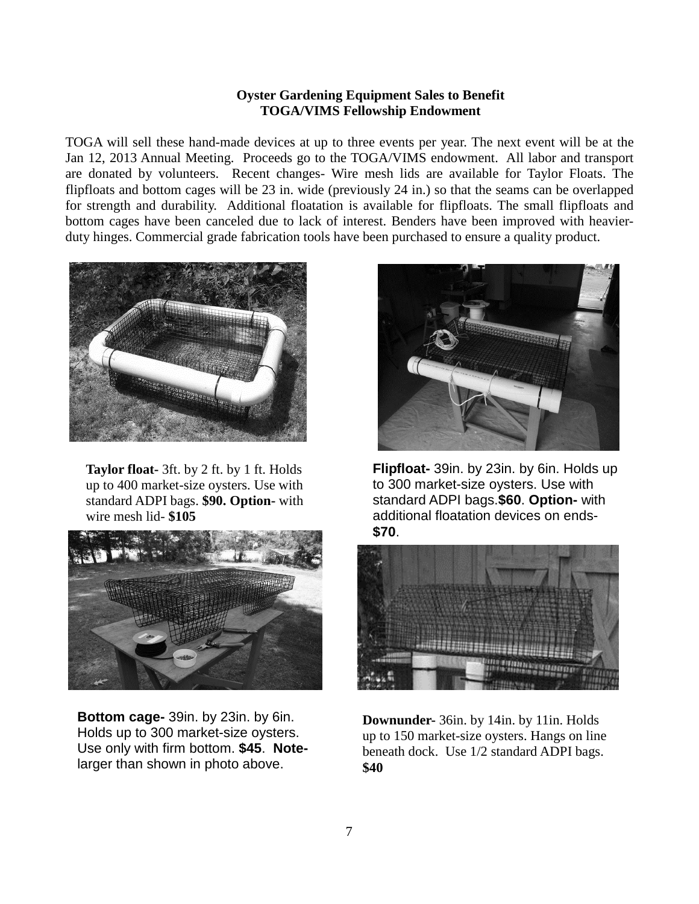**Oyster Gardening Equipment Sales to Benefit**
**TOGA/VIMS Fellowship Endowment**

TOGA will sell these hand-made devices at up to three events per year. The next event will be at the Jan 12, 2013 Annual Meeting. Proceeds go to the TOGA/VIMS endowment. All labor and transport are donated by volunteers. Recent changes- Wire mesh lids are available for Taylor Floats. The flipfloats and bottom cages will be 23 in. wide (previously 24 in.) so that the seams can be overlapped for strength and durability. Additional floatation is available for flipfloats. The small flipfloats and bottom cages have been canceled due to lack of interest. Benders have been improved with heavier-duty hinges. Commercial grade fabrication tools have been purchased to ensure a quality product.

**Taylor float-** 3ft. by 2 ft. by 1 ft. Holds up to 400 market-size oysters. Use with standard ADPI bags. **$90. Option-** with wire mesh lid- **$105**

**Flipfloat-** 39in. by 23in. by 6in. Holds up to 300 market-size oysters. Use with standard ADPI bags.**$60**. **Option-** with additional floatation devices on ends- **$70**.

**Bottom cage-** 39in. by 23in. by 6in. Holds up to 300 market-size oysters. Use only with firm bottom. **$45**. **Note-** larger than shown in photo above.

**Downunder-** 36in. by 14in. by 11in. Holds up to 150 market-size oysters. Hangs on line beneath dock. Use 1/2 standard ADPI bags. **$40**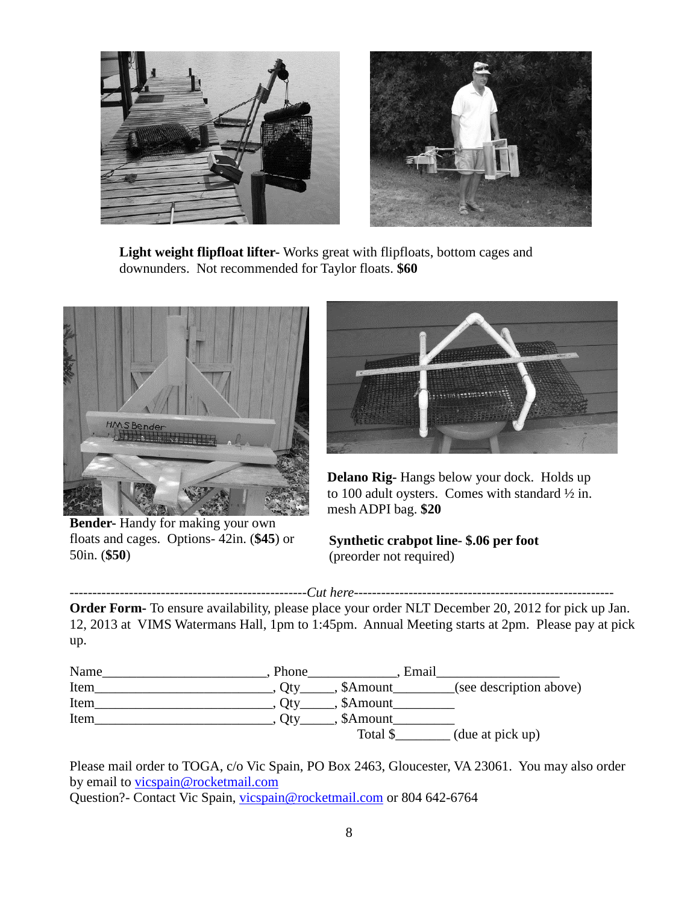**Light weight flipfloat lifter-** Works great with flipfloats, bottom cages and downunders. Not recommended for Taylor floats. **$60**

**Bender-** Handy for making your own floats and cages. Options- 42in. (**$45**) or 50in. (**$50**)

**Delano Rig-** Hangs below your dock. Holds up to 100 adult oysters. Comes with standard ½ in. mesh ADPI bag. **$20**

**Synthetic crabpot line- $.06 per foot**
(preorder not required)

----------------------------------------------------*Cut here*--------------------------------------------------------

**Order Form-** To ensure availability, please place your order NLT December 20, 2012 for pick up Jan. 12, 2013 at VIMS Watermans Hall, 1pm to 1:45pm. Annual Meeting starts at 2pm. Please pay at pick up.

Name________________________, Phone____________, Email_________________
Item__________________________, Qty_____, $Amount_________(see description above)
Item__________________________, Qty_____, $Amount_________
Item__________________________, Qty_____, $Amount_________
Total $________ (due at pick up)

Please mail order to TOGA, c/o Vic Spain, PO Box 2463, Gloucester, VA 23061. You may also order by email to vicspain@rocketmail.com
Question?- Contact Vic Spain, vicspain@rocketmail.com or 804 642-6764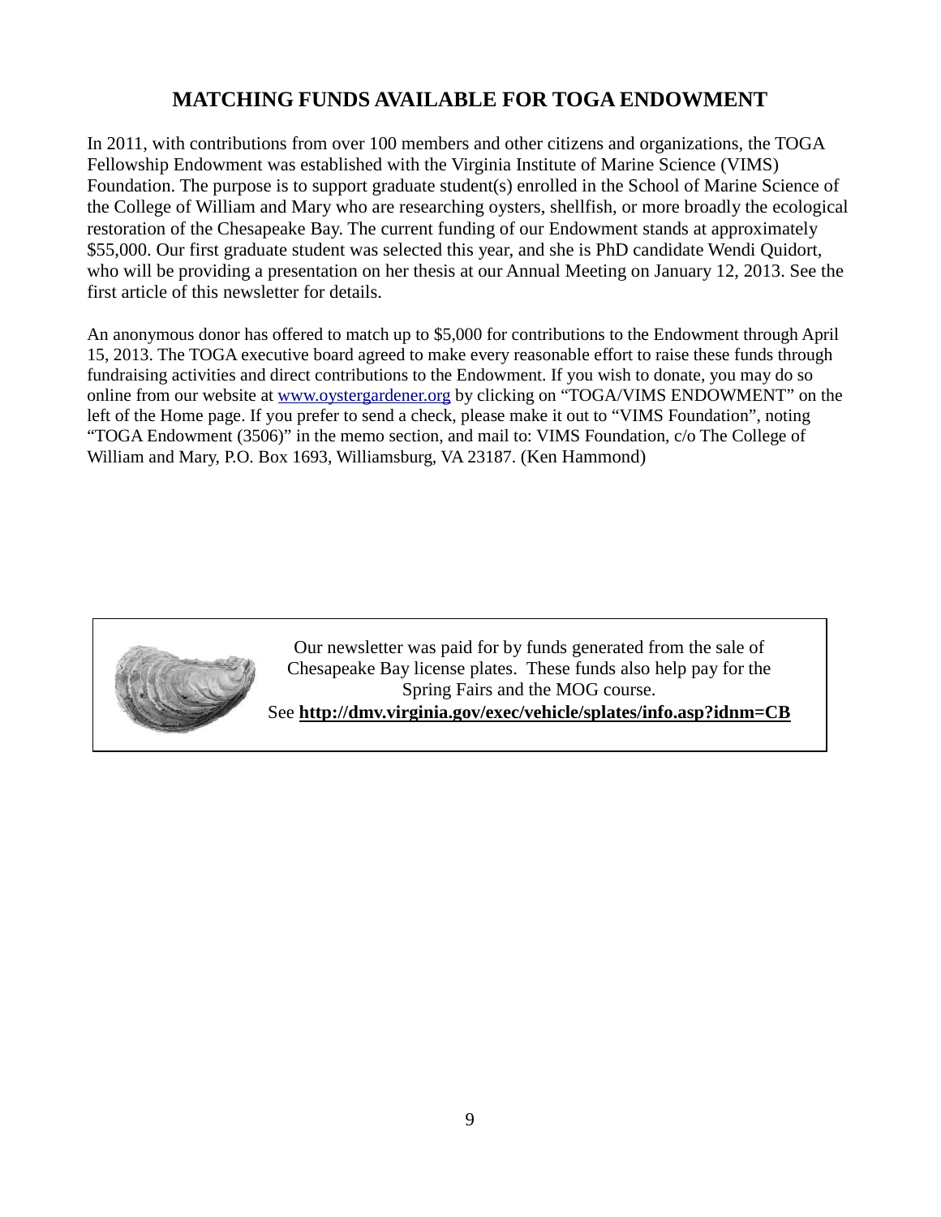## MATCHING FUNDS AVAILABLE FOR TOGA ENDOWMENT

In 2011, with contributions from over 100 members and other citizens and organizations, the TOGA Fellowship Endowment was established with the Virginia Institute of Marine Science (VIMS) Foundation. The purpose is to support graduate student(s) enrolled in the School of Marine Science of the College of William and Mary who are researching oysters, shellfish, or more broadly the ecological restoration of the Chesapeake Bay. The current funding of our Endowment stands at approximately $55,000. Our first graduate student was selected this year, and she is PhD candidate Wendi Quidort, who will be providing a presentation on her thesis at our Annual Meeting on January 12, 2013. See the first article of this newsletter for details.

An anonymous donor has offered to match up to $5,000 for contributions to the Endowment through April 15, 2013. The TOGA executive board agreed to make every reasonable effort to raise these funds through fundraising activities and direct contributions to the Endowment. If you wish to donate, you may do so online from our website at www.oystergardener.org by clicking on "TOGA/VIMS ENDOWMENT" on the left of the Home page. If you prefer to send a check, please make it out to "VIMS Foundation", noting "TOGA Endowment (3506)" in the memo section, and mail to: VIMS Foundation, c/o The College of William and Mary, P.O. Box 1693, Williamsburg, VA 23187. (Ken Hammond)

Our newsletter was paid for by funds generated from the sale of Chesapeake Bay license plates. These funds also help pay for the Spring Fairs and the MOG course.
See **http://dmv.virginia.gov/exec/vehicle/splates/info.asp?idnm=CB**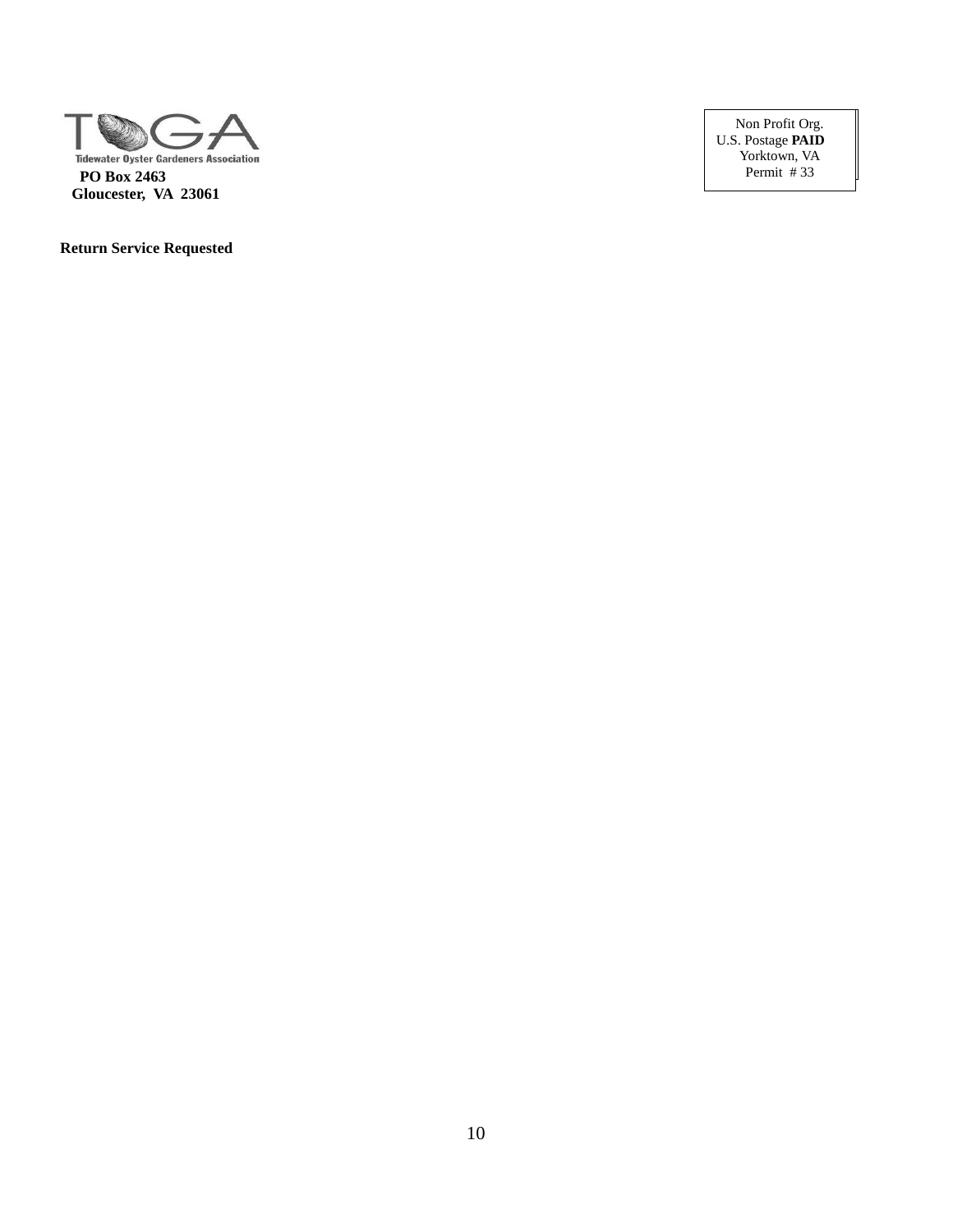Tidewater Oyster Gardeners Association

**PO Box 2463**
**Gloucester, VA 23061**

Non Profit Org.
U.S. Postage **PAID**
Yorktown, VA
Permit # 33

**Return Service Requested**